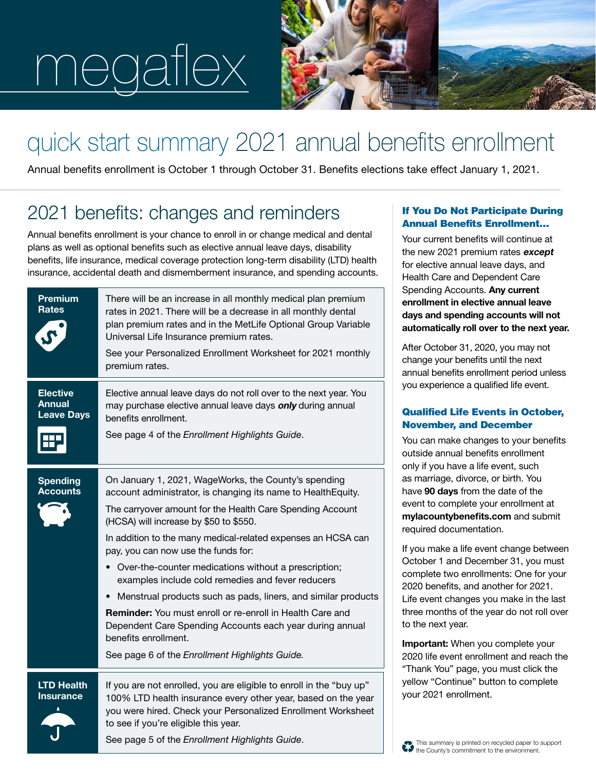# megaflex

## quick start summary 2021 annual benefits enrollment

Annual benefits enrollment is October 1 through October 31. Benefits elections take effect January 1, 2021.

## 2021 benefits: changes and reminders

Annual benefits enrollment is your chance to enroll in or change medical and dental plans as well as optional benefits such as elective annual leave days, disability benefits, life insurance, medical coverage protection long-term disability (LTD) health insurance, accidental death and dismemberment insurance, and spending accounts.

| | |
|---|---|
| **Premium Rates** | There will be an increase in all monthly medical plan premium rates in 2021. There will be a decrease in all monthly dental plan premium rates and in the MetLife Optional Group Variable Universal Life Insurance premium rates.<br><br>See your Personalized Enrollment Worksheet for 2021 monthly premium rates. |
| **Elective Annual Leave Days** | Elective annual leave days do not roll over to the next year. You may purchase elective annual leave days ***only*** during annual benefits enrollment.<br><br>See page 4 of the *Enrollment Highlights Guide*. |
| **Spending Accounts** | On January 1, 2021, WageWorks, the County's spending account administrator, is changing its name to HealthEquity.<br><br>The carryover amount for the Health Care Spending Account (HCSA) will increase by $50 to $550.<br><br>In addition to the many medical-related expenses an HCSA can pay, you can now use the funds for:<br>• Over-the-counter medications without a prescription; examples include cold remedies and fever reducers<br>• Menstrual products such as pads, liners, and similar products<br><br>**Reminder:** You must enroll or re-enroll in Health Care and Dependent Care Spending Accounts each year during annual benefits enrollment.<br><br>See page 6 of the *Enrollment Highlights Guide.* |
| **LTD Health Insurance** | If you are not enrolled, you are eligible to enroll in the "buy up" 100% LTD health insurance every other year, based on the year you were hired. Check your Personalized Enrollment Worksheet to see if you're eligible this year.<br><br>See page 5 of the *Enrollment Highlights Guide*. |

### If You Do Not Participate During Annual Benefits Enrollment…

Your current benefits will continue at the new 2021 premium rates ***except*** for elective annual leave days, and Health Care and Dependent Care Spending Accounts. **Any current enrollment in elective annual leave days and spending accounts will not automatically roll over to the next year.**

After October 31, 2020, you may not change your benefits until the next annual benefits enrollment period unless you experience a qualified life event.

### Qualified Life Events in October, November, and December

You can make changes to your benefits outside annual benefits enrollment only if you have a life event, such as marriage, divorce, or birth. You have **90 days** from the date of the event to complete your enrollment at **mylacountybenefits.com** and submit required documentation.

If you make a life event change between October 1 and December 31, you must complete two enrollments: One for your 2020 benefits, and another for 2021. Life event changes you make in the last three months of the year do not roll over to the next year.

**Important:** When you complete your 2020 life event enrollment and reach the "Thank You" page, you must click the yellow "Continue" button to complete your 2021 enrollment.

This summary is printed on recycled paper to support the County's commitment to the environment.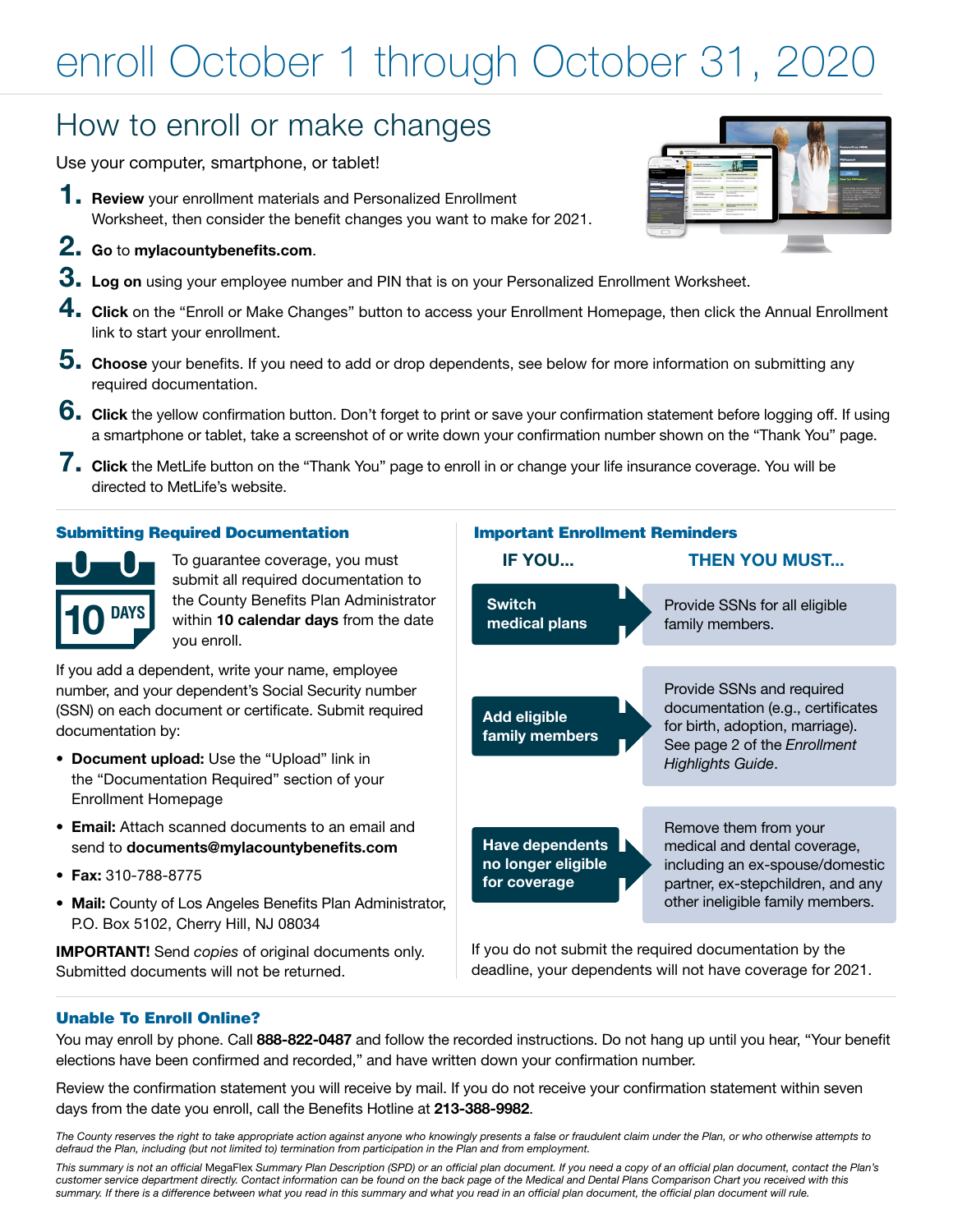# enroll October 1 through October 31, 2020

## How to enroll or make changes

Use your computer, smartphone, or tablet!

1. **Review** your enrollment materials and Personalized Enrollment Worksheet, then consider the benefit changes you want to make for 2021.
2. **Go** to **mylacountybenefits.com**.
3. **Log on** using your employee number and PIN that is on your Personalized Enrollment Worksheet.
4. **Click** on the "Enroll or Make Changes" button to access your Enrollment Homepage, then click the Annual Enrollment link to start your enrollment.
5. **Choose** your benefits. If you need to add or drop dependents, see below for more information on submitting any required documentation.
6. **Click** the yellow confirmation button. Don't forget to print or save your confirmation statement before logging off. If using a smartphone or tablet, take a screenshot of or write down your confirmation number shown on the "Thank You" page.
7. **Click** the MetLife button on the "Thank You" page to enroll in or change your life insurance coverage. You will be directed to MetLife's website.

### Submitting Required Documentation

10 DAYS

To guarantee coverage, you must submit all required documentation to the County Benefits Plan Administrator within **10 calendar days** from the date you enroll.

If you add a dependent, write your name, employee number, and your dependent's Social Security number (SSN) on each document or certificate. Submit required documentation by:

- **Document upload:** Use the "Upload" link in the "Documentation Required" section of your Enrollment Homepage
- **Email:** Attach scanned documents to an email and send to **documents@mylacountybenefits.com**
- **Fax:** 310-788-8775
- **Mail:** County of Los Angeles Benefits Plan Administrator, P.O. Box 5102, Cherry Hill, NJ 08034

**IMPORTANT!** Send *copies* of original documents only. Submitted documents will not be returned.

### Important Enrollment Reminders

| IF YOU... | THEN YOU MUST... |
|---|---|
| Switch medical plans | Provide SSNs for all eligible family members. |
| Add eligible family members | Provide SSNs and required documentation (e.g., certificates for birth, adoption, marriage). See page 2 of the *Enrollment Highlights Guide*. |
| Have dependents no longer eligible for coverage | Remove them from your medical and dental coverage, including an ex-spouse/domestic partner, ex-stepchildren, and any other ineligible family members. |

If you do not submit the required documentation by the deadline, your dependents will not have coverage for 2021.

### Unable To Enroll Online?

You may enroll by phone. Call **888-822-0487** and follow the recorded instructions. Do not hang up until you hear, "Your benefit elections have been confirmed and recorded," and have written down your confirmation number.

Review the confirmation statement you will receive by mail. If you do not receive your confirmation statement within seven days from the date you enroll, call the Benefits Hotline at **213-388-9982**.

*The County reserves the right to take appropriate action against anyone who knowingly presents a false or fraudulent claim under the Plan, or who otherwise attempts to defraud the Plan, including (but not limited to) termination from participation in the Plan and from employment.*

*This summary is not an official* MegaFlex *Summary Plan Description (SPD) or an official plan document. If you need a copy of an official plan document, contact the Plan's customer service department directly. Contact information can be found on the back page of the Medical and Dental Plans Comparison Chart you received with this summary. If there is a difference between what you read in this summary and what you read in an official plan document, the official plan document will rule.*